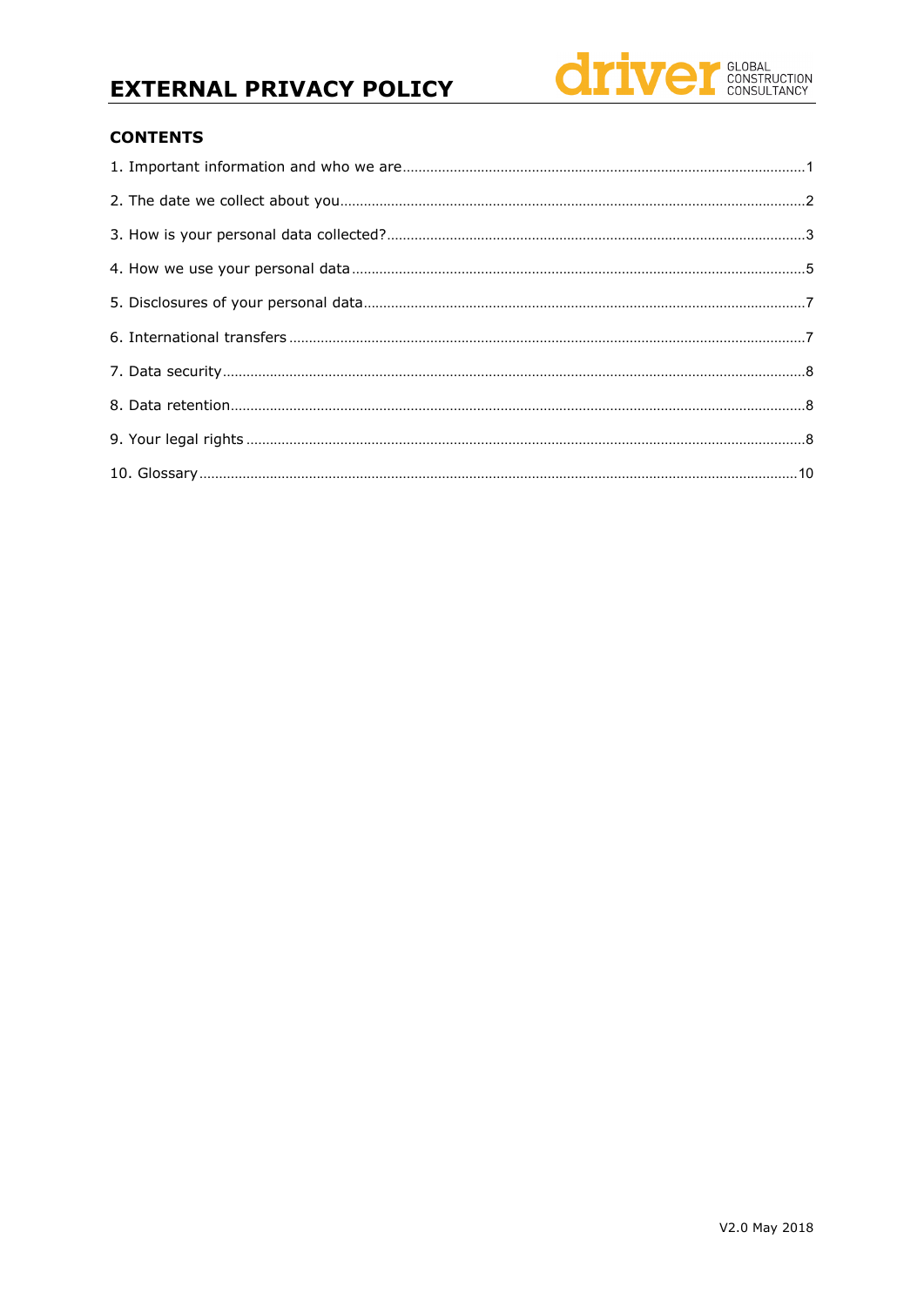# EXTERNAL PRIVACY POLICY

driver GLOBAL CONSTRUCTION CONSULTANCY

## CONTENTS

1. Important information and who we are ........................................................ 1
2. The date we collect about you ........................................................ 2
3. How is your personal data collected? ........................................................ 3
4. How we use your personal data ........................................................ 5
5. Disclosures of your personal data ........................................................ 7
6. International transfers ........................................................ 7
7. Data security ........................................................ 8
8. Data retention ........................................................ 8
9. Your legal rights ........................................................ 8
10. Glossary ........................................................ 10

V2.0 May 2018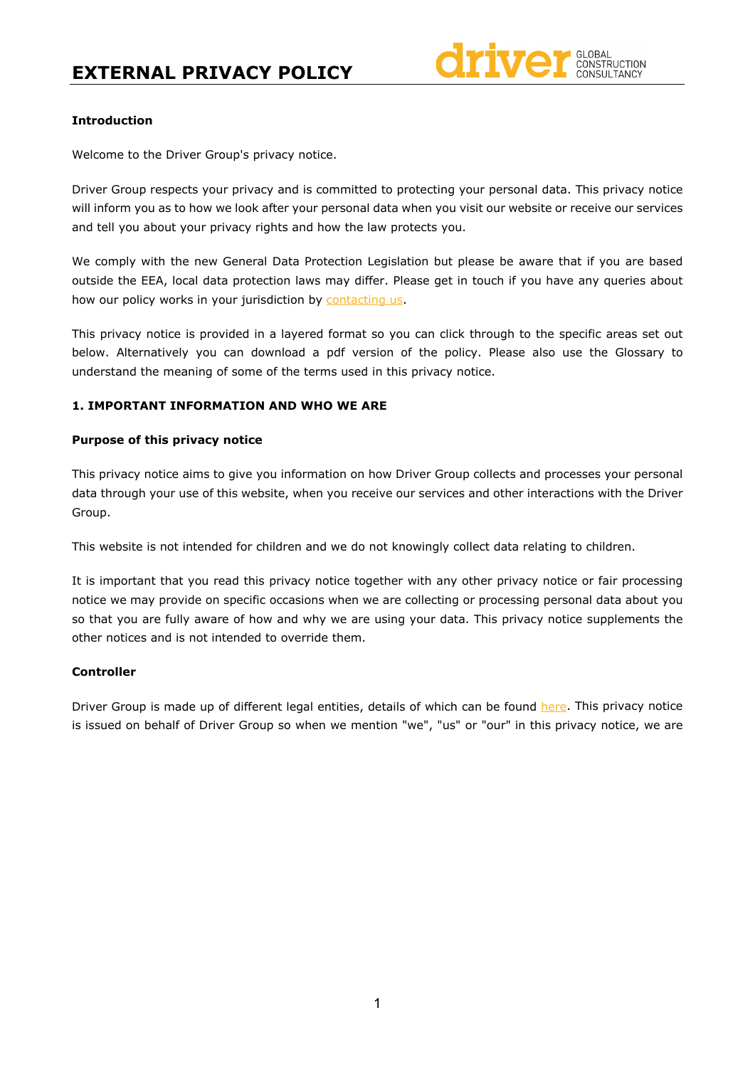# EXTERNAL PRIVACY POLICY

**Introduction**

Welcome to the Driver Group's privacy notice.

Driver Group respects your privacy and is committed to protecting your personal data. This privacy notice will inform you as to how we look after your personal data when you visit our website or receive our services and tell you about your privacy rights and how the law protects you.

We comply with the new General Data Protection Legislation but please be aware that if you are based outside the EEA, local data protection laws may differ. Please get in touch if you have any queries about how our policy works in your jurisdiction by contacting us.

This privacy notice is provided in a layered format so you can click through to the specific areas set out below. Alternatively you can download a pdf version of the policy. Please also use the Glossary to understand the meaning of some of the terms used in this privacy notice.

**1. IMPORTANT INFORMATION AND WHO WE ARE**

**Purpose of this privacy notice**

This privacy notice aims to give you information on how Driver Group collects and processes your personal data through your use of this website, when you receive our services and other interactions with the Driver Group.

This website is not intended for children and we do not knowingly collect data relating to children.

It is important that you read this privacy notice together with any other privacy notice or fair processing notice we may provide on specific occasions when we are collecting or processing personal data about you so that you are fully aware of how and why we are using your data. This privacy notice supplements the other notices and is not intended to override them.

**Controller**

Driver Group is made up of different legal entities, details of which can be found here. This privacy notice is issued on behalf of Driver Group so when we mention "we", "us" or "our" in this privacy notice, we are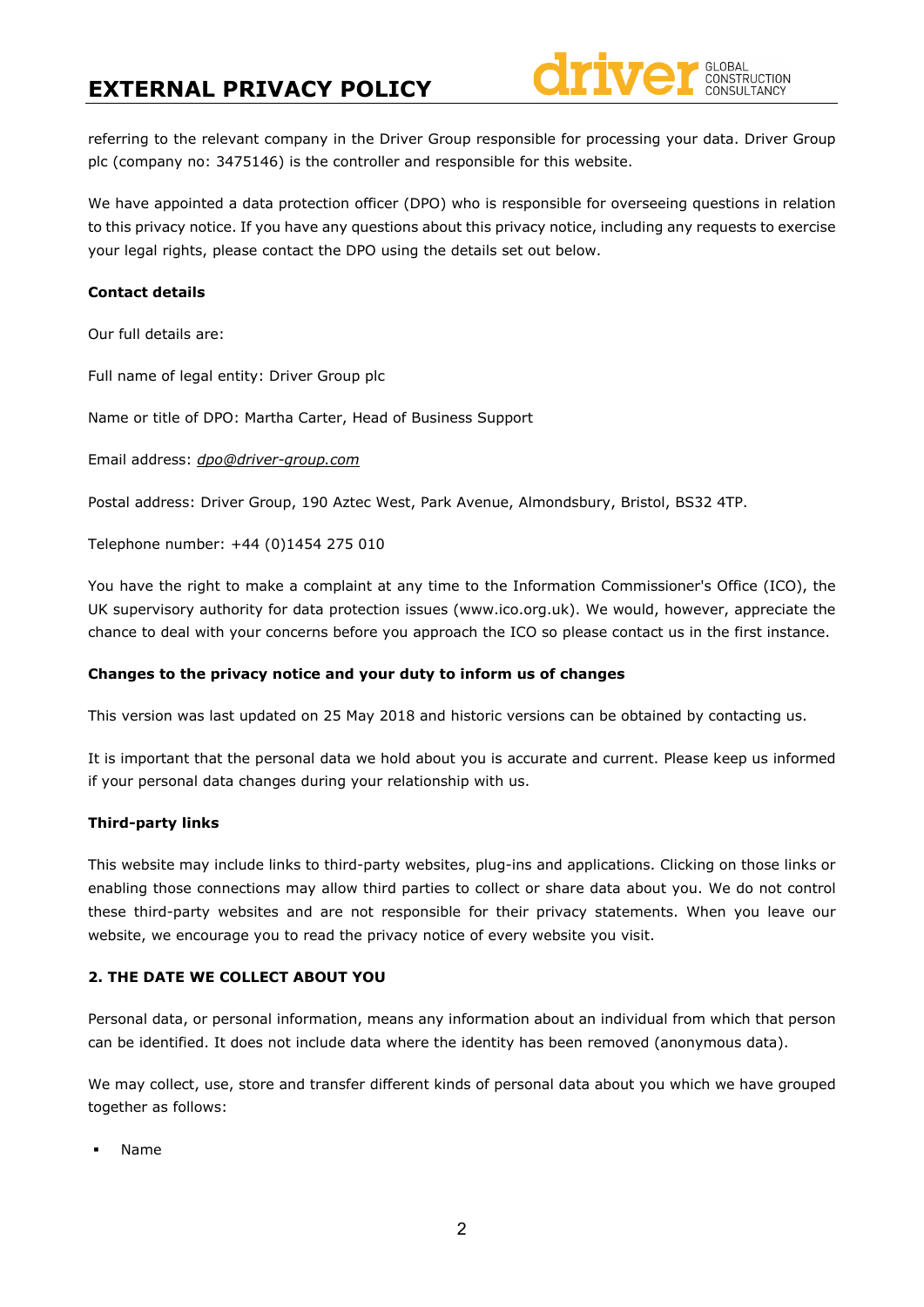referring to the relevant company in the Driver Group responsible for processing your data. Driver Group plc (company no: 3475146) is the controller and responsible for this website.

We have appointed a data protection officer (DPO) who is responsible for overseeing questions in relation to this privacy notice. If you have any questions about this privacy notice, including any requests to exercise your legal rights, please contact the DPO using the details set out below.

**Contact details**

Our full details are:

Full name of legal entity: Driver Group plc

Name or title of DPO: Martha Carter, Head of Business Support

Email address: *dpo@driver-group.com*

Postal address: Driver Group, 190 Aztec West, Park Avenue, Almondsbury, Bristol, BS32 4TP.

Telephone number: +44 (0)1454 275 010

You have the right to make a complaint at any time to the Information Commissioner's Office (ICO), the UK supervisory authority for data protection issues (www.ico.org.uk). We would, however, appreciate the chance to deal with your concerns before you approach the ICO so please contact us in the first instance.

**Changes to the privacy notice and your duty to inform us of changes**

This version was last updated on 25 May 2018 and historic versions can be obtained by contacting us.

It is important that the personal data we hold about you is accurate and current. Please keep us informed if your personal data changes during your relationship with us.

**Third-party links**

This website may include links to third-party websites, plug-ins and applications. Clicking on those links or enabling those connections may allow third parties to collect or share data about you. We do not control these third-party websites and are not responsible for their privacy statements. When you leave our website, we encourage you to read the privacy notice of every website you visit.

**2. THE DATE WE COLLECT ABOUT YOU**

Personal data, or personal information, means any information about an individual from which that person can be identified. It does not include data where the identity has been removed (anonymous data).

We may collect, use, store and transfer different kinds of personal data about you which we have grouped together as follows:

- Name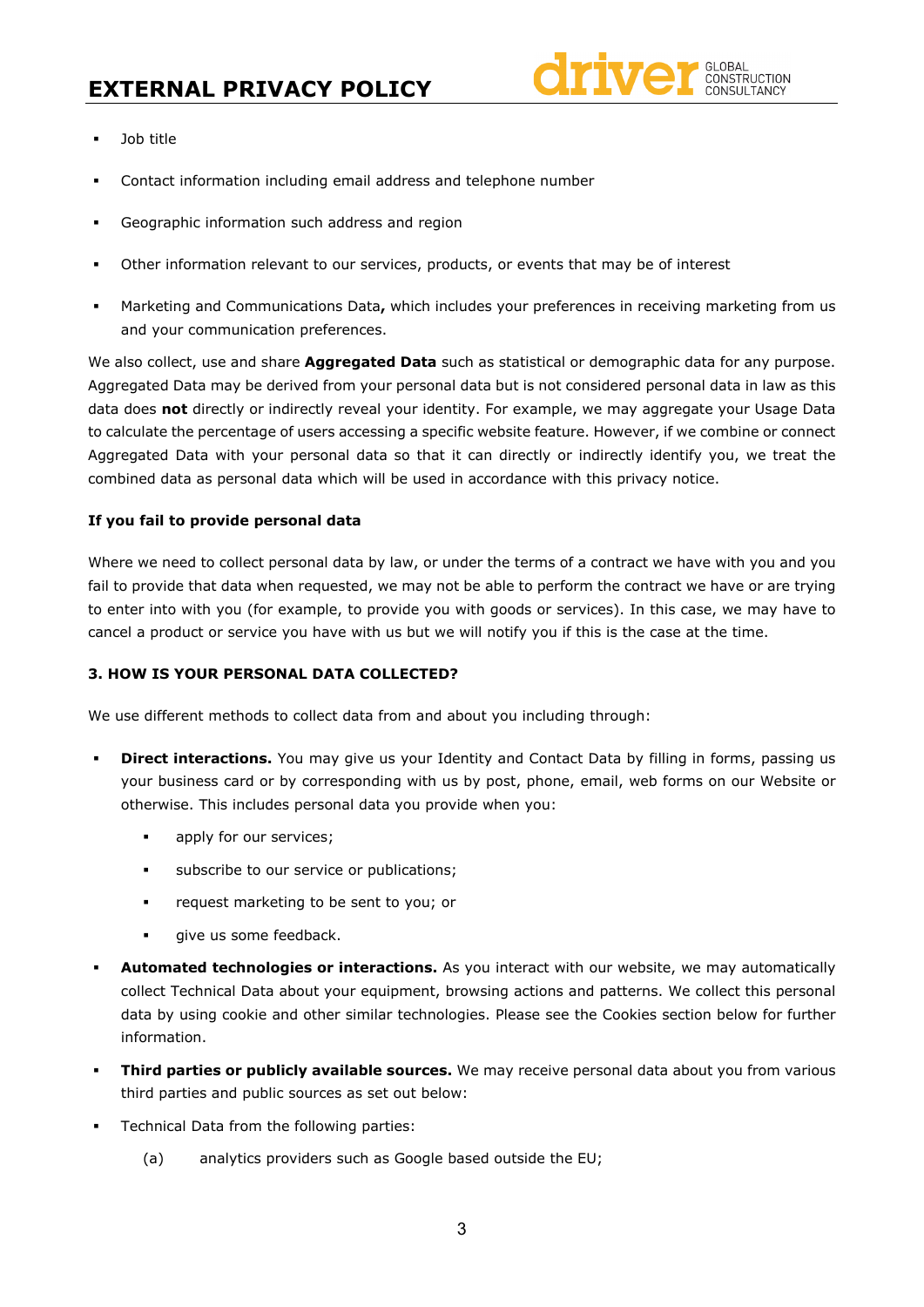- Job title
- Contact information including email address and telephone number
- Geographic information such address and region
- Other information relevant to our services, products, or events that may be of interest
- Marketing and Communications Data**,** which includes your preferences in receiving marketing from us and your communication preferences.

We also collect, use and share **Aggregated Data** such as statistical or demographic data for any purpose. Aggregated Data may be derived from your personal data but is not considered personal data in law as this data does **not** directly or indirectly reveal your identity. For example, we may aggregate your Usage Data to calculate the percentage of users accessing a specific website feature. However, if we combine or connect Aggregated Data with your personal data so that it can directly or indirectly identify you, we treat the combined data as personal data which will be used in accordance with this privacy notice.

**If you fail to provide personal data**

Where we need to collect personal data by law, or under the terms of a contract we have with you and you fail to provide that data when requested, we may not be able to perform the contract we have or are trying to enter into with you (for example, to provide you with goods or services). In this case, we may have to cancel a product or service you have with us but we will notify you if this is the case at the time.

**3. HOW IS YOUR PERSONAL DATA COLLECTED?**

We use different methods to collect data from and about you including through:

- **Direct interactions.** You may give us your Identity and Contact Data by filling in forms, passing us your business card or by corresponding with us by post, phone, email, web forms on our Website or otherwise. This includes personal data you provide when you:
  - apply for our services;
  - subscribe to our service or publications;
  - request marketing to be sent to you; or
  - give us some feedback.
- **Automated technologies or interactions.** As you interact with our website, we may automatically collect Technical Data about your equipment, browsing actions and patterns. We collect this personal data by using cookie and other similar technologies. Please see the Cookies section below for further information.
- **Third parties or publicly available sources.** We may receive personal data about you from various third parties and public sources as set out below:
- Technical Data from the following parties:

  (a) analytics providers such as Google based outside the EU;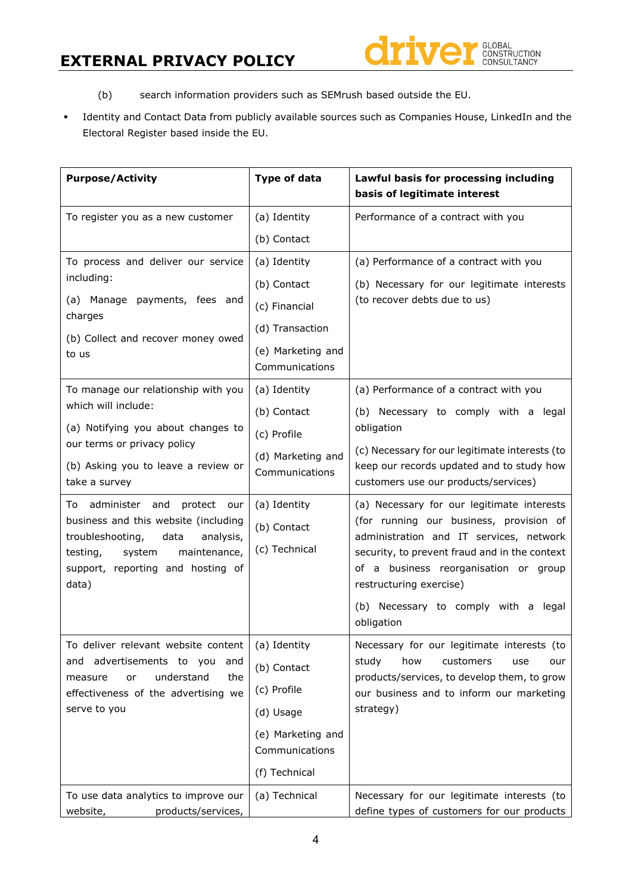(b) search information providers such as SEMrush based outside the EU.

- Identity and Contact Data from publicly available sources such as Companies House, LinkedIn and the Electoral Register based inside the EU.

| **Purpose/Activity** | **Type of data** | **Lawful basis for processing including basis of legitimate interest** |
|---|---|---|
| To register you as a new customer | (a) Identity<br>(b) Contact | Performance of a contract with you |
| To process and deliver our service including:<br>(a) Manage payments, fees and charges<br>(b) Collect and recover money owed to us | (a) Identity<br>(b) Contact<br>(c) Financial<br>(d) Transaction<br>(e) Marketing and Communications | (a) Performance of a contract with you<br>(b) Necessary for our legitimate interests (to recover debts due to us) |
| To manage our relationship with you which will include:<br>(a) Notifying you about changes to our terms or privacy policy<br>(b) Asking you to leave a review or take a survey | (a) Identity<br>(b) Contact<br>(c) Profile<br>(d) Marketing and Communications | (a) Performance of a contract with you<br>(b) Necessary to comply with a legal obligation<br>(c) Necessary for our legitimate interests (to keep our records updated and to study how customers use our products/services) |
| To administer and protect our business and this website (including troubleshooting, data analysis, testing, system maintenance, support, reporting and hosting of data) | (a) Identity<br>(b) Contact<br>(c) Technical | (a) Necessary for our legitimate interests (for running our business, provision of administration and IT services, network security, to prevent fraud and in the context of a business reorganisation or group restructuring exercise)<br>(b) Necessary to comply with a legal obligation |
| To deliver relevant website content and advertisements to you and measure or understand the effectiveness of the advertising we serve to you | (a) Identity<br>(b) Contact<br>(c) Profile<br>(d) Usage<br>(e) Marketing and Communications<br>(f) Technical | Necessary for our legitimate interests (to study how customers use our products/services, to develop them, to grow our business and to inform our marketing strategy) |
| To use data analytics to improve our website, products/services, | (a) Technical | Necessary for our legitimate interests (to define types of customers for our products |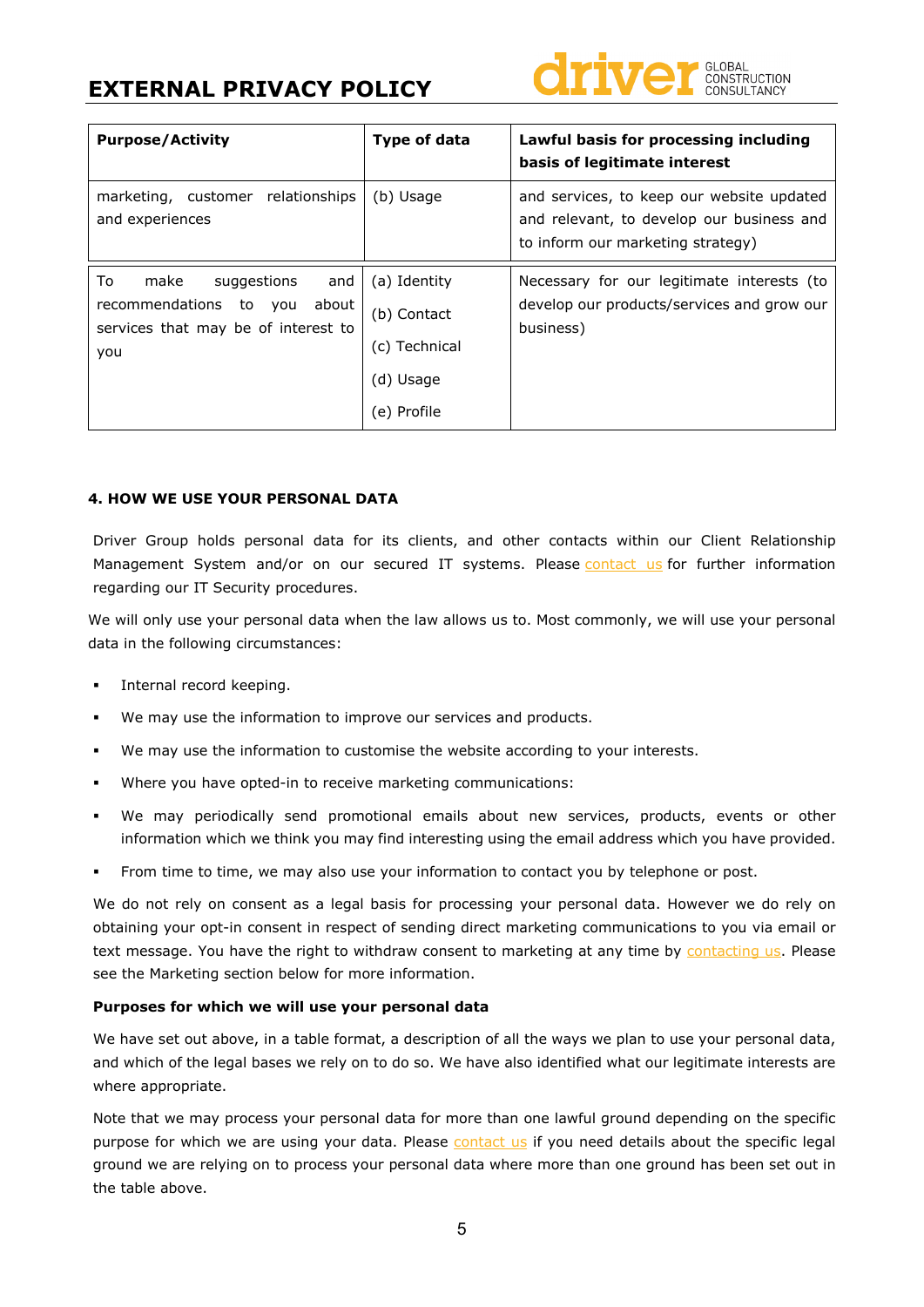| Purpose/Activity | Type of data | Lawful basis for processing including basis of legitimate interest |
|---|---|---|
| marketing, customer relationships and experiences | (b) Usage | and services, to keep our website updated and relevant, to develop our business and to inform our marketing strategy) |
| To make suggestions and recommendations to you about services that may be of interest to you | (a) Identity<br>(b) Contact<br>(c) Technical<br>(d) Usage<br>(e) Profile | Necessary for our legitimate interests (to develop our products/services and grow our business) |

#### 4. HOW WE USE YOUR PERSONAL DATA

Driver Group holds personal data for its clients, and other contacts within our Client Relationship Management System and/or on our secured IT systems. Please contact us for further information regarding our IT Security procedures.

We will only use your personal data when the law allows us to. Most commonly, we will use your personal data in the following circumstances:

- Internal record keeping.
- We may use the information to improve our services and products.
- We may use the information to customise the website according to your interests.
- Where you have opted-in to receive marketing communications:
- We may periodically send promotional emails about new services, products, events or other information which we think you may find interesting using the email address which you have provided.
- From time to time, we may also use your information to contact you by telephone or post.

We do not rely on consent as a legal basis for processing your personal data. However we do rely on obtaining your opt-in consent in respect of sending direct marketing communications to you via email or text message. You have the right to withdraw consent to marketing at any time by contacting us. Please see the Marketing section below for more information.

**Purposes for which we will use your personal data**

We have set out above, in a table format, a description of all the ways we plan to use your personal data, and which of the legal bases we rely on to do so. We have also identified what our legitimate interests are where appropriate.

Note that we may process your personal data for more than one lawful ground depending on the specific purpose for which we are using your data. Please contact us if you need details about the specific legal ground we are relying on to process your personal data where more than one ground has been set out in the table above.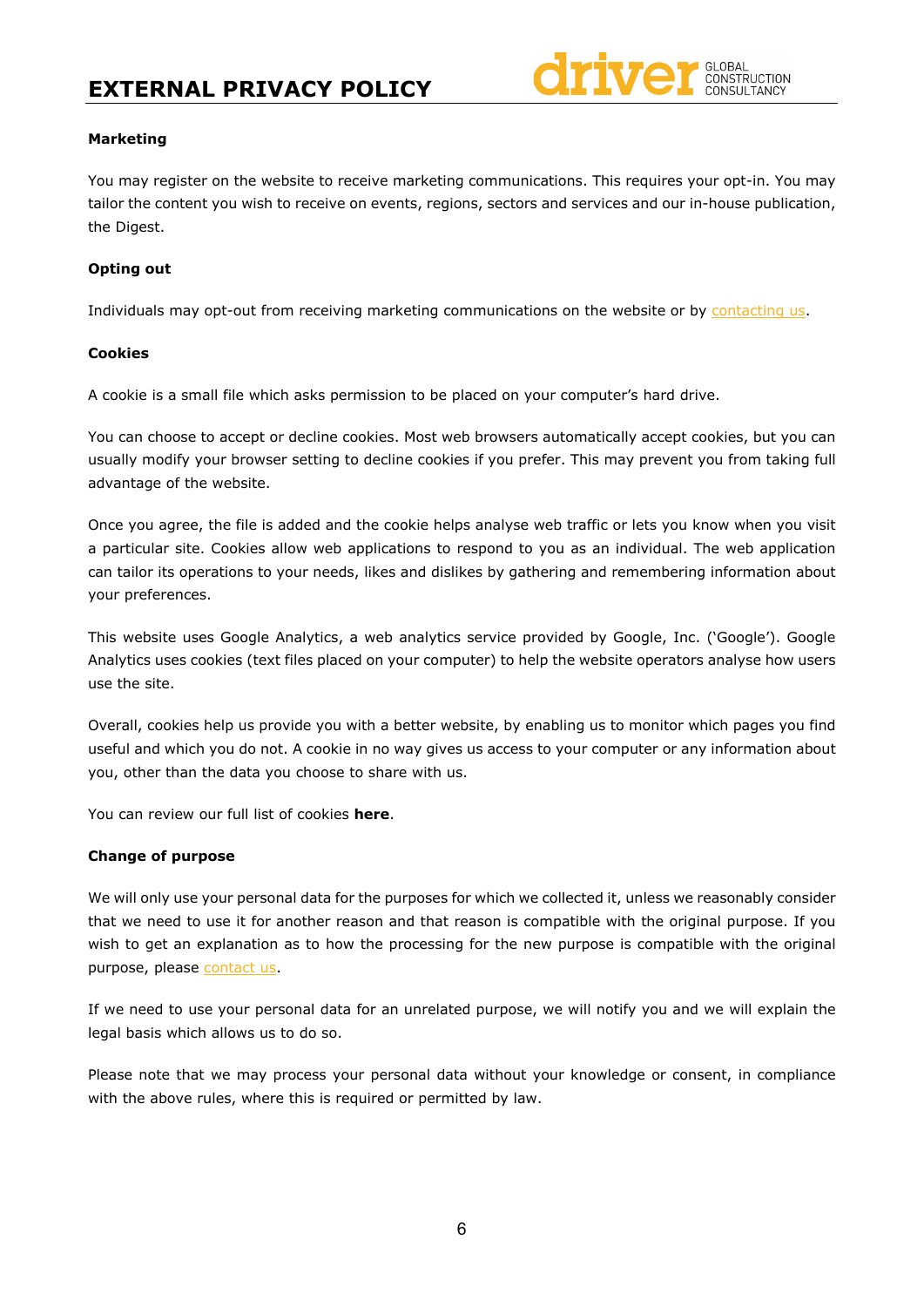**Marketing**

You may register on the website to receive marketing communications. This requires your opt-in. You may tailor the content you wish to receive on events, regions, sectors and services and our in-house publication, the Digest.

**Opting out**

Individuals may opt-out from receiving marketing communications on the website or by contacting us.

**Cookies**

A cookie is a small file which asks permission to be placed on your computer's hard drive.

You can choose to accept or decline cookies. Most web browsers automatically accept cookies, but you can usually modify your browser setting to decline cookies if you prefer. This may prevent you from taking full advantage of the website.

Once you agree, the file is added and the cookie helps analyse web traffic or lets you know when you visit a particular site. Cookies allow web applications to respond to you as an individual. The web application can tailor its operations to your needs, likes and dislikes by gathering and remembering information about your preferences.

This website uses Google Analytics, a web analytics service provided by Google, Inc. ('Google'). Google Analytics uses cookies (text files placed on your computer) to help the website operators analyse how users use the site.

Overall, cookies help us provide you with a better website, by enabling us to monitor which pages you find useful and which you do not. A cookie in no way gives us access to your computer or any information about you, other than the data you choose to share with us.

You can review our full list of cookies **here**.

**Change of purpose**

We will only use your personal data for the purposes for which we collected it, unless we reasonably consider that we need to use it for another reason and that reason is compatible with the original purpose. If you wish to get an explanation as to how the processing for the new purpose is compatible with the original purpose, please contact us.

If we need to use your personal data for an unrelated purpose, we will notify you and we will explain the legal basis which allows us to do so.

Please note that we may process your personal data without your knowledge or consent, in compliance with the above rules, where this is required or permitted by law.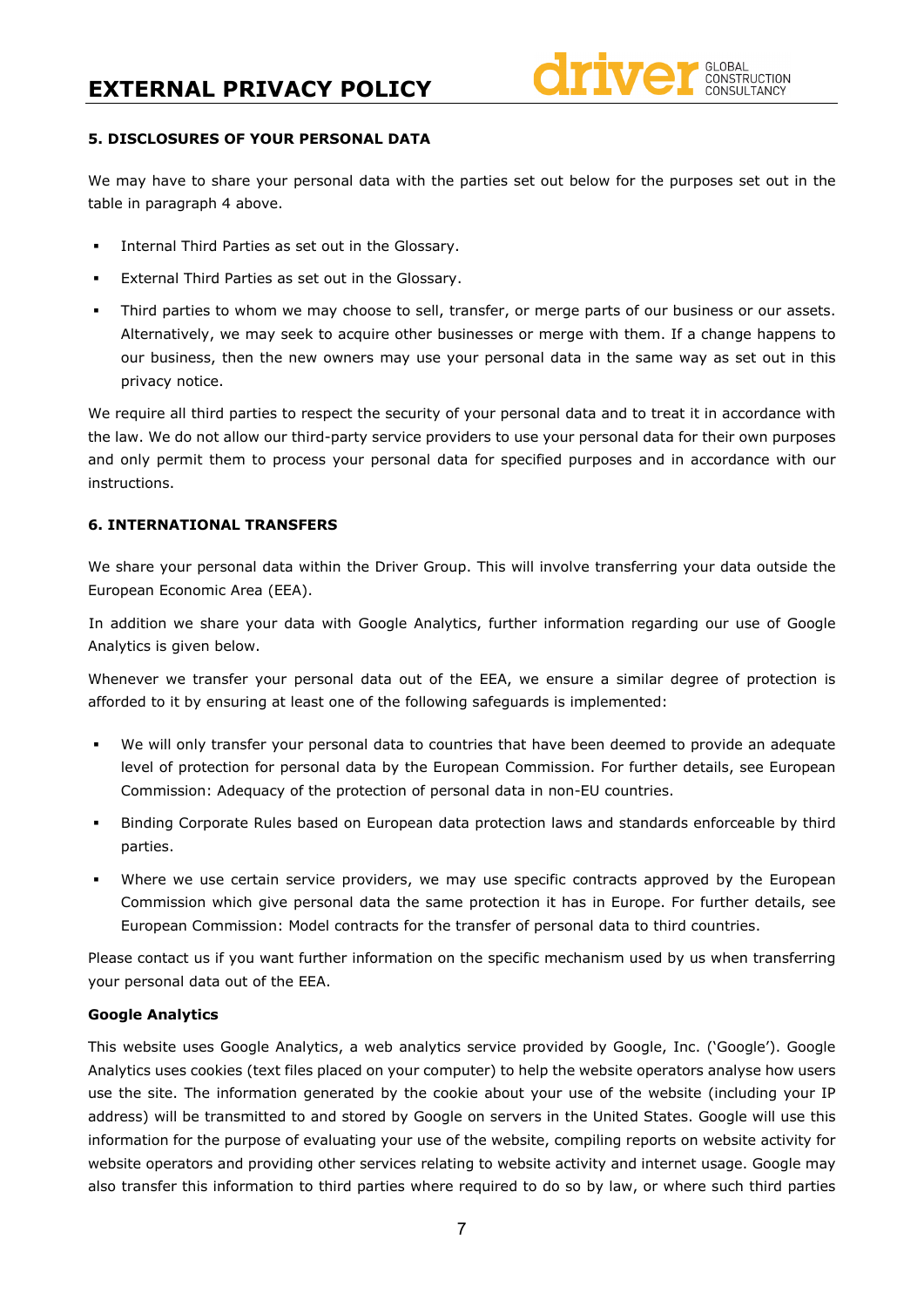### 5. DISCLOSURES OF YOUR PERSONAL DATA

We may have to share your personal data with the parties set out below for the purposes set out in the table in paragraph 4 above.

- Internal Third Parties as set out in the Glossary.
- External Third Parties as set out in the Glossary.
- Third parties to whom we may choose to sell, transfer, or merge parts of our business or our assets. Alternatively, we may seek to acquire other businesses or merge with them. If a change happens to our business, then the new owners may use your personal data in the same way as set out in this privacy notice.

We require all third parties to respect the security of your personal data and to treat it in accordance with the law. We do not allow our third-party service providers to use your personal data for their own purposes and only permit them to process your personal data for specified purposes and in accordance with our instructions.

### 6. INTERNATIONAL TRANSFERS

We share your personal data within the Driver Group. This will involve transferring your data outside the European Economic Area (EEA).

In addition we share your data with Google Analytics, further information regarding our use of Google Analytics is given below.

Whenever we transfer your personal data out of the EEA, we ensure a similar degree of protection is afforded to it by ensuring at least one of the following safeguards is implemented:

- We will only transfer your personal data to countries that have been deemed to provide an adequate level of protection for personal data by the European Commission. For further details, see European Commission: Adequacy of the protection of personal data in non-EU countries.
- Binding Corporate Rules based on European data protection laws and standards enforceable by third parties.
- Where we use certain service providers, we may use specific contracts approved by the European Commission which give personal data the same protection it has in Europe. For further details, see European Commission: Model contracts for the transfer of personal data to third countries.

Please contact us if you want further information on the specific mechanism used by us when transferring your personal data out of the EEA.

**Google Analytics**

This website uses Google Analytics, a web analytics service provided by Google, Inc. ('Google'). Google Analytics uses cookies (text files placed on your computer) to help the website operators analyse how users use the site. The information generated by the cookie about your use of the website (including your IP address) will be transmitted to and stored by Google on servers in the United States. Google will use this information for the purpose of evaluating your use of the website, compiling reports on website activity for website operators and providing other services relating to website activity and internet usage. Google may also transfer this information to third parties where required to do so by law, or where such third parties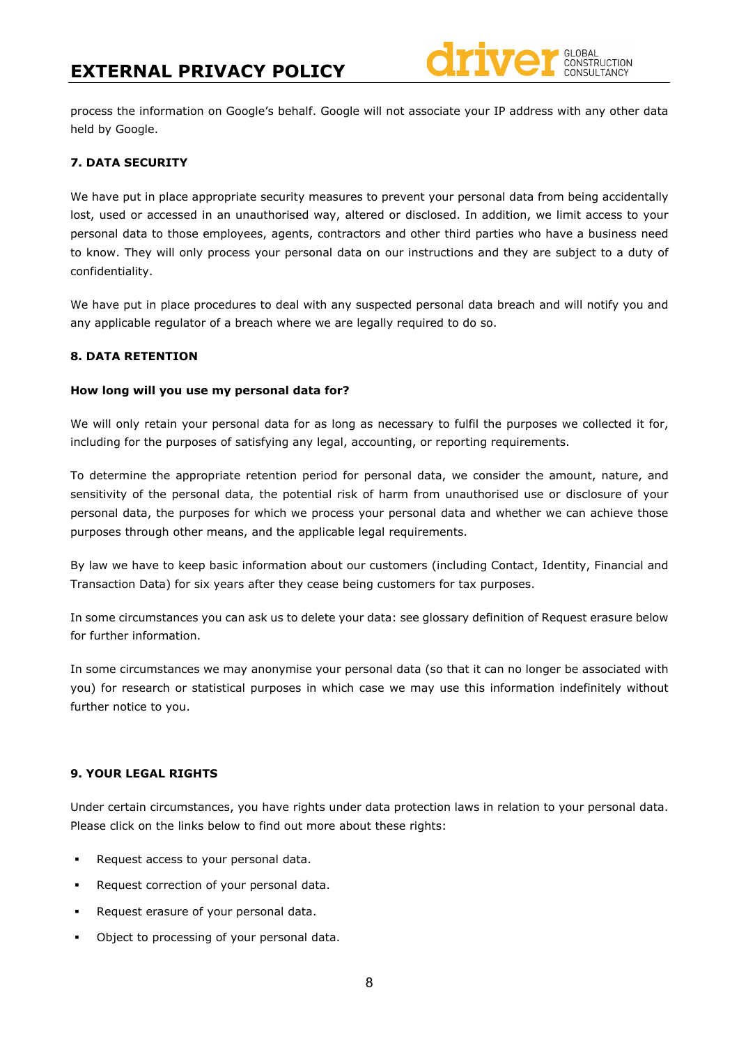process the information on Google's behalf. Google will not associate your IP address with any other data held by Google.

## 7. DATA SECURITY

We have put in place appropriate security measures to prevent your personal data from being accidentally lost, used or accessed in an unauthorised way, altered or disclosed. In addition, we limit access to your personal data to those employees, agents, contractors and other third parties who have a business need to know. They will only process your personal data on our instructions and they are subject to a duty of confidentiality.

We have put in place procedures to deal with any suspected personal data breach and will notify you and any applicable regulator of a breach where we are legally required to do so.

## 8. DATA RETENTION

### How long will you use my personal data for?

We will only retain your personal data for as long as necessary to fulfil the purposes we collected it for, including for the purposes of satisfying any legal, accounting, or reporting requirements.

To determine the appropriate retention period for personal data, we consider the amount, nature, and sensitivity of the personal data, the potential risk of harm from unauthorised use or disclosure of your personal data, the purposes for which we process your personal data and whether we can achieve those purposes through other means, and the applicable legal requirements.

By law we have to keep basic information about our customers (including Contact, Identity, Financial and Transaction Data) for six years after they cease being customers for tax purposes.

In some circumstances you can ask us to delete your data: see glossary definition of Request erasure below for further information.

In some circumstances we may anonymise your personal data (so that it can no longer be associated with you) for research or statistical purposes in which case we may use this information indefinitely without further notice to you.

## 9. YOUR LEGAL RIGHTS

Under certain circumstances, you have rights under data protection laws in relation to your personal data. Please click on the links below to find out more about these rights:

- Request access to your personal data.
- Request correction of your personal data.
- Request erasure of your personal data.
- Object to processing of your personal data.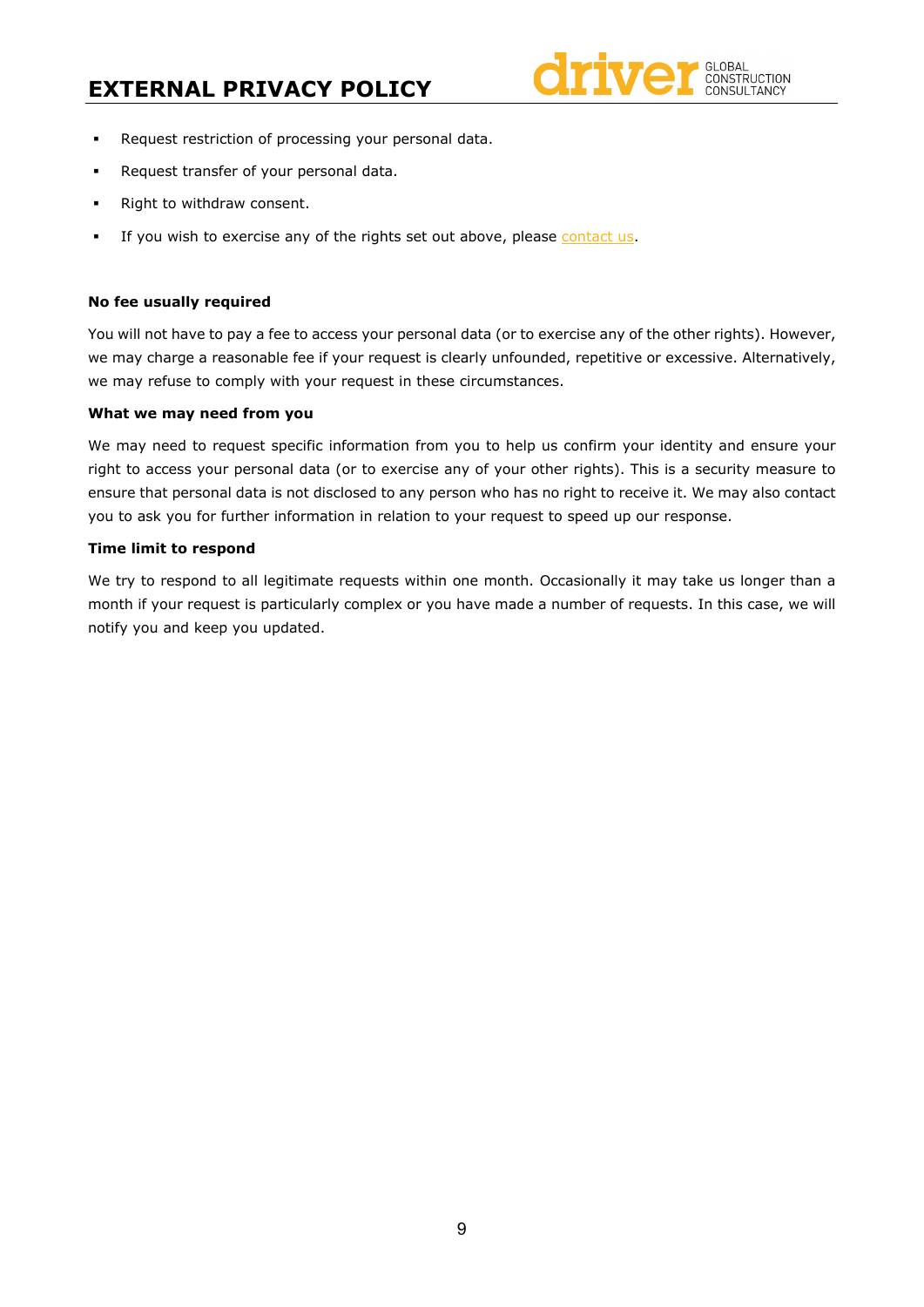- Request restriction of processing your personal data.
- Request transfer of your personal data.
- Right to withdraw consent.
- If you wish to exercise any of the rights set out above, please contact us.

**No fee usually required**

You will not have to pay a fee to access your personal data (or to exercise any of the other rights). However, we may charge a reasonable fee if your request is clearly unfounded, repetitive or excessive. Alternatively, we may refuse to comply with your request in these circumstances.

**What we may need from you**

We may need to request specific information from you to help us confirm your identity and ensure your right to access your personal data (or to exercise any of your other rights). This is a security measure to ensure that personal data is not disclosed to any person who has no right to receive it. We may also contact you to ask you for further information in relation to your request to speed up our response.

**Time limit to respond**

We try to respond to all legitimate requests within one month. Occasionally it may take us longer than a month if your request is particularly complex or you have made a number of requests. In this case, we will notify you and keep you updated.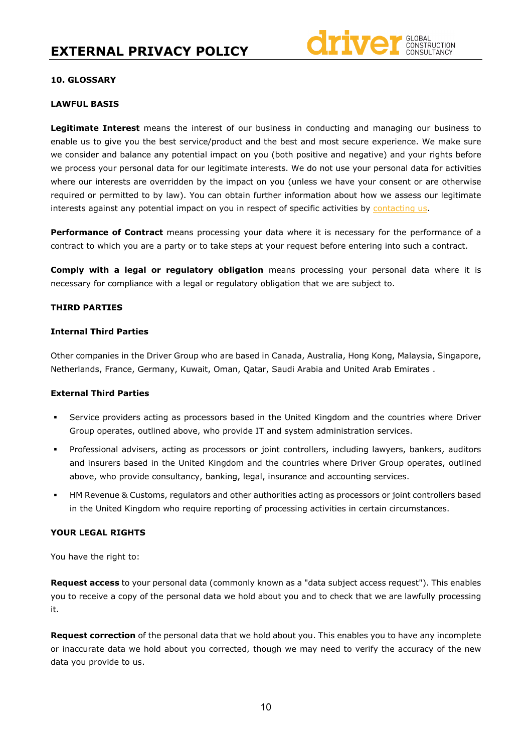## 10. GLOSSARY

### LAWFUL BASIS

**Legitimate Interest** means the interest of our business in conducting and managing our business to enable us to give you the best service/product and the best and most secure experience. We make sure we consider and balance any potential impact on you (both positive and negative) and your rights before we process your personal data for our legitimate interests. We do not use your personal data for activities where our interests are overridden by the impact on you (unless we have your consent or are otherwise required or permitted to by law). You can obtain further information about how we assess our legitimate interests against any potential impact on you in respect of specific activities by contacting us.

**Performance of Contract** means processing your data where it is necessary for the performance of a contract to which you are a party or to take steps at your request before entering into such a contract.

**Comply with a legal or regulatory obligation** means processing your personal data where it is necessary for compliance with a legal or regulatory obligation that we are subject to.

### THIRD PARTIES

#### Internal Third Parties

Other companies in the Driver Group who are based in Canada, Australia, Hong Kong, Malaysia, Singapore, Netherlands, France, Germany, Kuwait, Oman, Qatar, Saudi Arabia and United Arab Emirates .

#### External Third Parties

- Service providers acting as processors based in the United Kingdom and the countries where Driver Group operates, outlined above, who provide IT and system administration services.
- Professional advisers, acting as processors or joint controllers, including lawyers, bankers, auditors and insurers based in the United Kingdom and the countries where Driver Group operates, outlined above, who provide consultancy, banking, legal, insurance and accounting services.
- HM Revenue & Customs, regulators and other authorities acting as processors or joint controllers based in the United Kingdom who require reporting of processing activities in certain circumstances.

### YOUR LEGAL RIGHTS

You have the right to:

**Request access** to your personal data (commonly known as a "data subject access request"). This enables you to receive a copy of the personal data we hold about you and to check that we are lawfully processing it.

**Request correction** of the personal data that we hold about you. This enables you to have any incomplete or inaccurate data we hold about you corrected, though we may need to verify the accuracy of the new data you provide to us.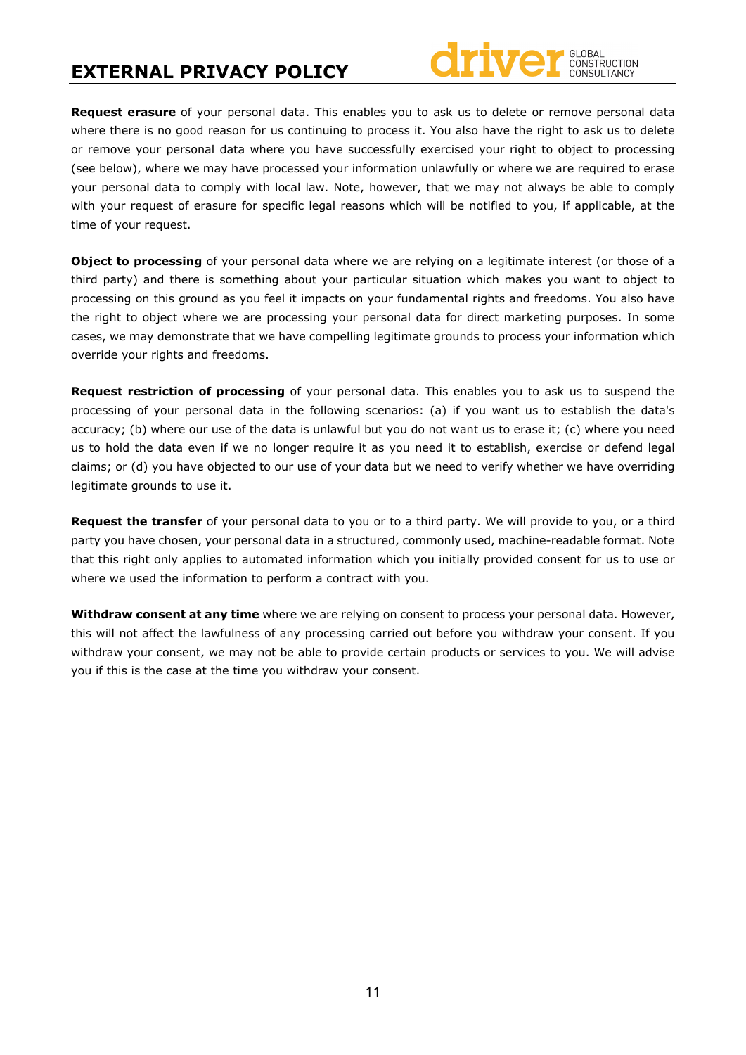**Request erasure** of your personal data. This enables you to ask us to delete or remove personal data where there is no good reason for us continuing to process it. You also have the right to ask us to delete or remove your personal data where you have successfully exercised your right to object to processing (see below), where we may have processed your information unlawfully or where we are required to erase your personal data to comply with local law. Note, however, that we may not always be able to comply with your request of erasure for specific legal reasons which will be notified to you, if applicable, at the time of your request.

**Object to processing** of your personal data where we are relying on a legitimate interest (or those of a third party) and there is something about your particular situation which makes you want to object to processing on this ground as you feel it impacts on your fundamental rights and freedoms. You also have the right to object where we are processing your personal data for direct marketing purposes. In some cases, we may demonstrate that we have compelling legitimate grounds to process your information which override your rights and freedoms.

**Request restriction of processing** of your personal data. This enables you to ask us to suspend the processing of your personal data in the following scenarios: (a) if you want us to establish the data's accuracy; (b) where our use of the data is unlawful but you do not want us to erase it; (c) where you need us to hold the data even if we no longer require it as you need it to establish, exercise or defend legal claims; or (d) you have objected to our use of your data but we need to verify whether we have overriding legitimate grounds to use it.

**Request the transfer** of your personal data to you or to a third party. We will provide to you, or a third party you have chosen, your personal data in a structured, commonly used, machine-readable format. Note that this right only applies to automated information which you initially provided consent for us to use or where we used the information to perform a contract with you.

**Withdraw consent at any time** where we are relying on consent to process your personal data. However, this will not affect the lawfulness of any processing carried out before you withdraw your consent. If you withdraw your consent, we may not be able to provide certain products or services to you. We will advise you if this is the case at the time you withdraw your consent.